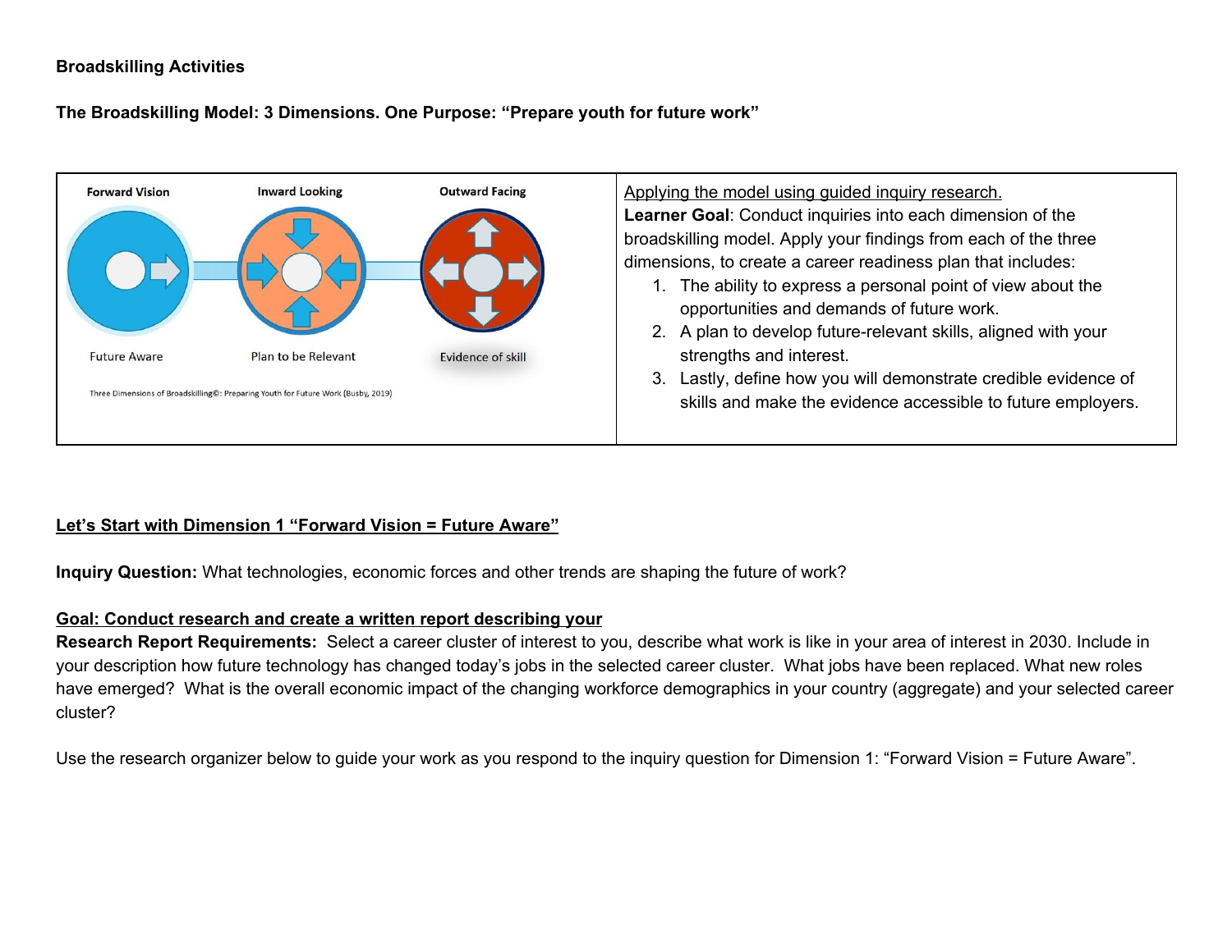**Broadskilling Activities**

**The Broadskilling Model: 3 Dimensions. One Purpose: "Prepare youth for future work"**

| Forward Vision / Inward Looking / Outward Facing — Future Aware / Plan to be Relevant / Evidence of skill<br><br>Three Dimensions of Broadskilling©: Preparing Youth for Future Work (Busby, 2019) | <u>Applying the model using guided inquiry research.</u><br>**Learner Goal**: Conduct inquiries into each dimension of the broadskilling model. Apply your findings from each of the three dimensions, to create a career readiness plan that includes:<br>1. The ability to express a personal point of view about the opportunities and demands of future work.<br>2. A plan to develop future-relevant skills, aligned with your strengths and interest.<br>3. Lastly, define how you will demonstrate credible evidence of skills and make the evidence accessible to future employers. |
|---|---|

**<u>Let's Start with Dimension 1 "Forward Vision = Future Aware"</u>**

**Inquiry Question:** What technologies, economic forces and other trends are shaping the future of work?

**<u>Goal: Conduct research and create a written report describing your</u>**
**Research Report Requirements:** Select a career cluster of interest to you, describe what work is like in your area of interest in 2030. Include in your description how future technology has changed today's jobs in the selected career cluster. What jobs have been replaced. What new roles have emerged? What is the overall economic impact of the changing workforce demographics in your country (aggregate) and your selected career cluster?

Use the research organizer below to guide your work as you respond to the inquiry question for Dimension 1: "Forward Vision = Future Aware".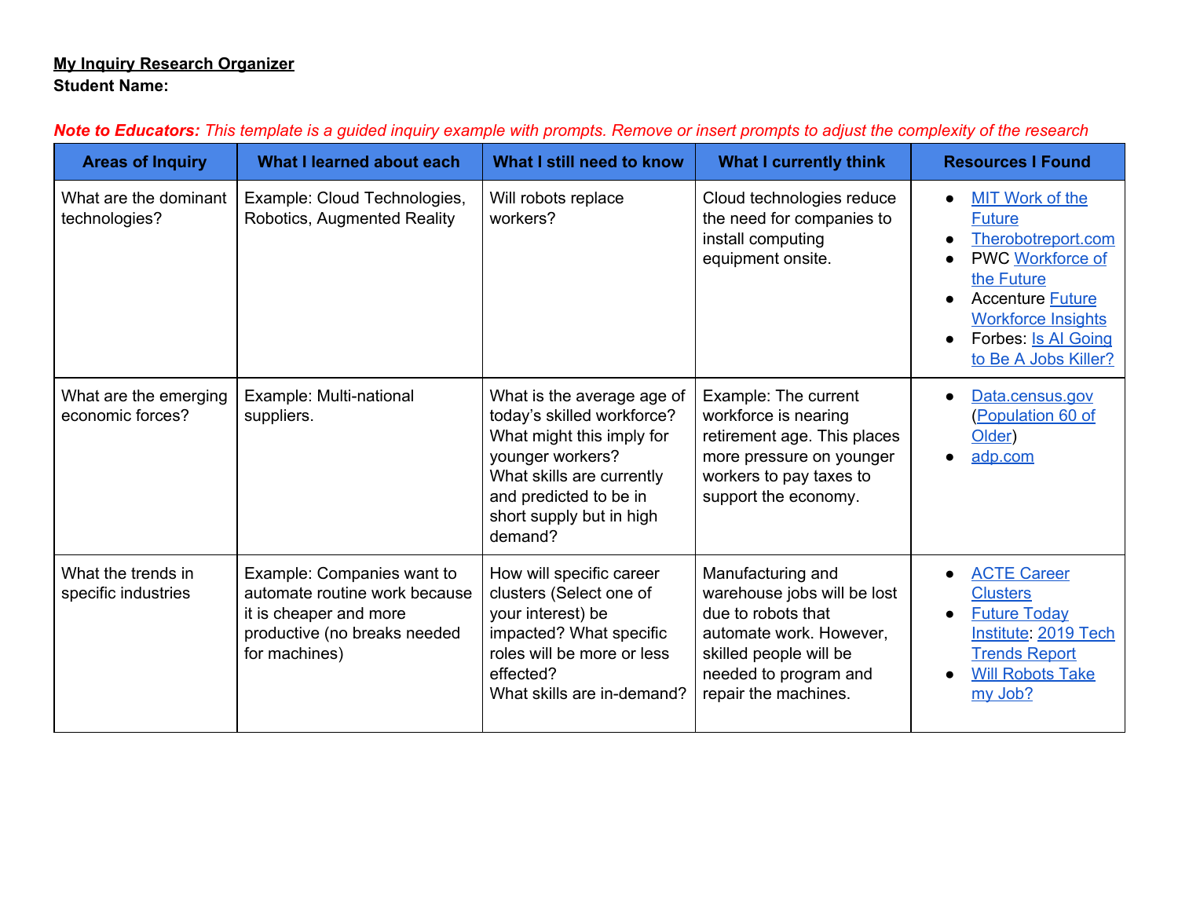**<u>My Inquiry Research Organizer</u>**
**Student Name:**

***Note to Educators:*** *This template is a guided inquiry example with prompts. Remove or insert prompts to adjust the complexity of the research*

| Areas of Inquiry | What I learned about each | What I still need to know | What I currently think | Resources I Found |
|---|---|---|---|---|
| What are the dominant technologies? | Example: Cloud Technologies, Robotics, Augmented Reality | Will robots replace workers? | Cloud technologies reduce the need for companies to install computing equipment onsite. | • MIT Work of the Future<br>• Therobotreport.com<br>• PWC Workforce of the Future<br>• Accenture Future Workforce Insights<br>• Forbes: Is AI Going to Be A Jobs Killer? |
| What are the emerging economic forces? | Example: Multi-national suppliers. | What is the average age of today's skilled workforce? What might this imply for younger workers?<br>What skills are currently and predicted to be in short supply but in high demand? | Example: The current workforce is nearing retirement age. This places more pressure on younger workers to pay taxes to support the economy. | • Data.census.gov (Population 60 of Older)<br>• adp.com |
| What the trends in specific industries | Example: Companies want to automate routine work because it is cheaper and more productive (no breaks needed for machines) | How will specific career clusters (Select one of your interest) be impacted? What specific roles will be more or less effected?<br>What skills are in-demand? | Manufacturing and warehouse jobs will be lost due to robots that automate work. However, skilled people will be needed to program and repair the machines. | • ACTE Career Clusters<br>• Future Today Institute: 2019 Tech Trends Report<br>• Will Robots Take my Job? |